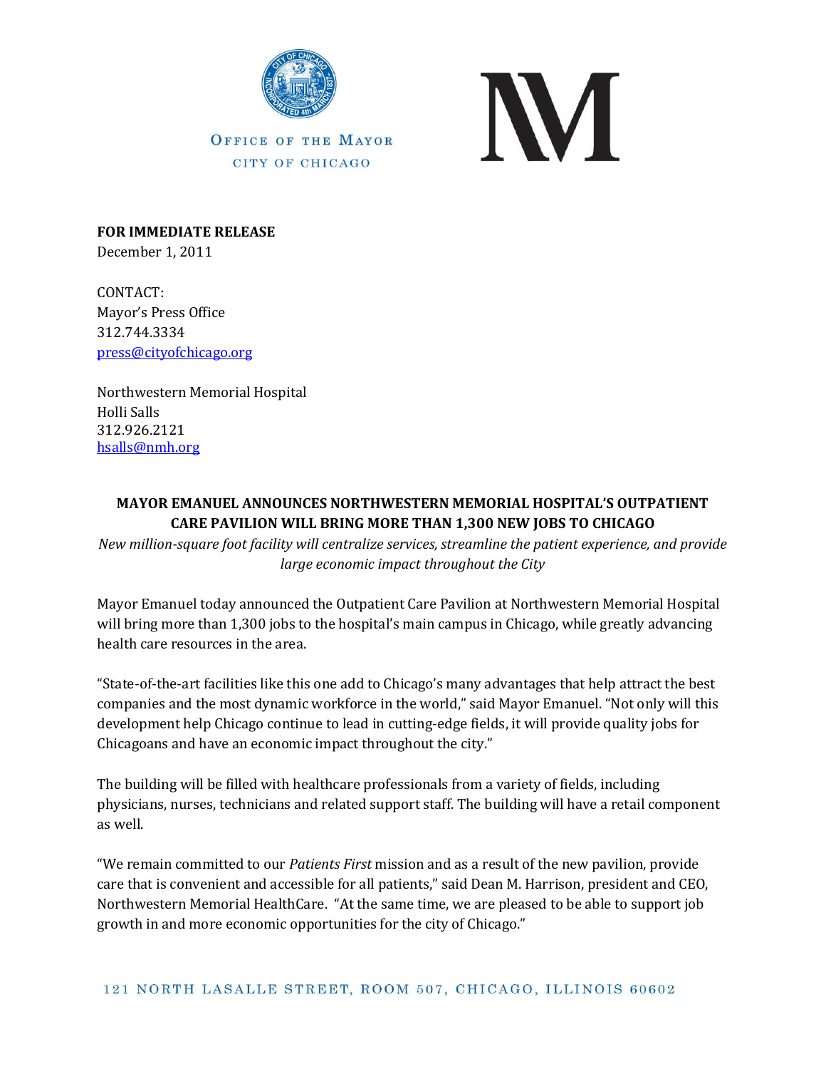OFFICE OF THE MAYOR
CITY OF CHICAGO

**FOR IMMEDIATE RELEASE**
December 1, 2011

CONTACT:
Mayor's Press Office
312.744.3334
press@cityofchicago.org

Northwestern Memorial Hospital
Holli Salls
312.926.2121
hsalls@nmh.org

## MAYOR EMANUEL ANNOUNCES NORTHWESTERN MEMORIAL HOSPITAL'S OUTPATIENT CARE PAVILION WILL BRING MORE THAN 1,300 NEW JOBS TO CHICAGO

*New million-square foot facility will centralize services, streamline the patient experience, and provide large economic impact throughout the City*

Mayor Emanuel today announced the Outpatient Care Pavilion at Northwestern Memorial Hospital will bring more than 1,300 jobs to the hospital's main campus in Chicago, while greatly advancing health care resources in the area.

"State-of-the-art facilities like this one add to Chicago's many advantages that help attract the best companies and the most dynamic workforce in the world," said Mayor Emanuel. "Not only will this development help Chicago continue to lead in cutting-edge fields, it will provide quality jobs for Chicagoans and have an economic impact throughout the city."

The building will be filled with healthcare professionals from a variety of fields, including physicians, nurses, technicians and related support staff. The building will have a retail component as well.

"We remain committed to our *Patients First* mission and as a result of the new pavilion, provide care that is convenient and accessible for all patients," said Dean M. Harrison, president and CEO, Northwestern Memorial HealthCare. "At the same time, we are pleased to be able to support job growth in and more economic opportunities for the city of Chicago."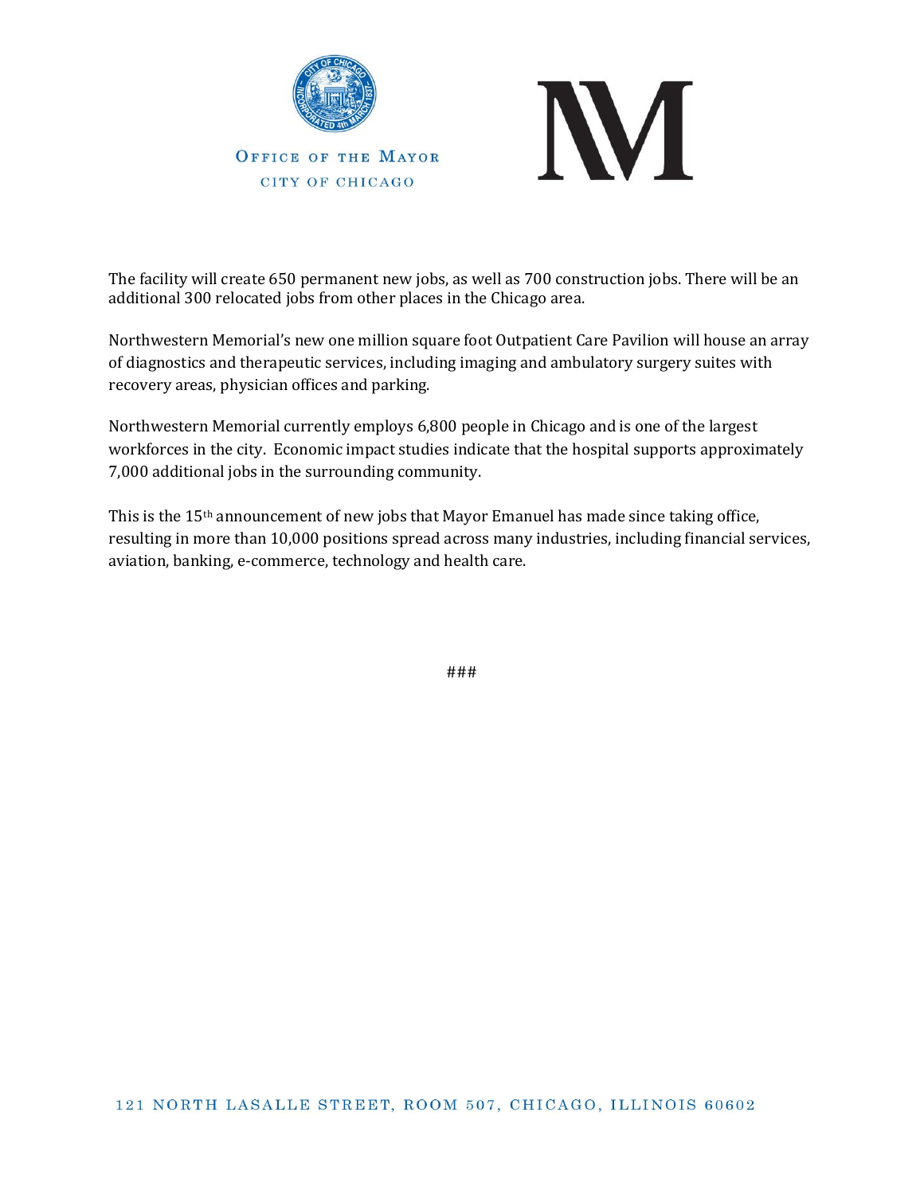The facility will create 650 permanent new jobs, as well as 700 construction jobs. There will be an additional 300 relocated jobs from other places in the Chicago area.

Northwestern Memorial's new one million square foot Outpatient Care Pavilion will house an array of diagnostics and therapeutic services, including imaging and ambulatory surgery suites with recovery areas, physician offices and parking.

Northwestern Memorial currently employs 6,800 people in Chicago and is one of the largest workforces in the city. Economic impact studies indicate that the hospital supports approximately 7,000 additional jobs in the surrounding community.

This is the 15th announcement of new jobs that Mayor Emanuel has made since taking office, resulting in more than 10,000 positions spread across many industries, including financial services, aviation, banking, e-commerce, technology and health care.

###